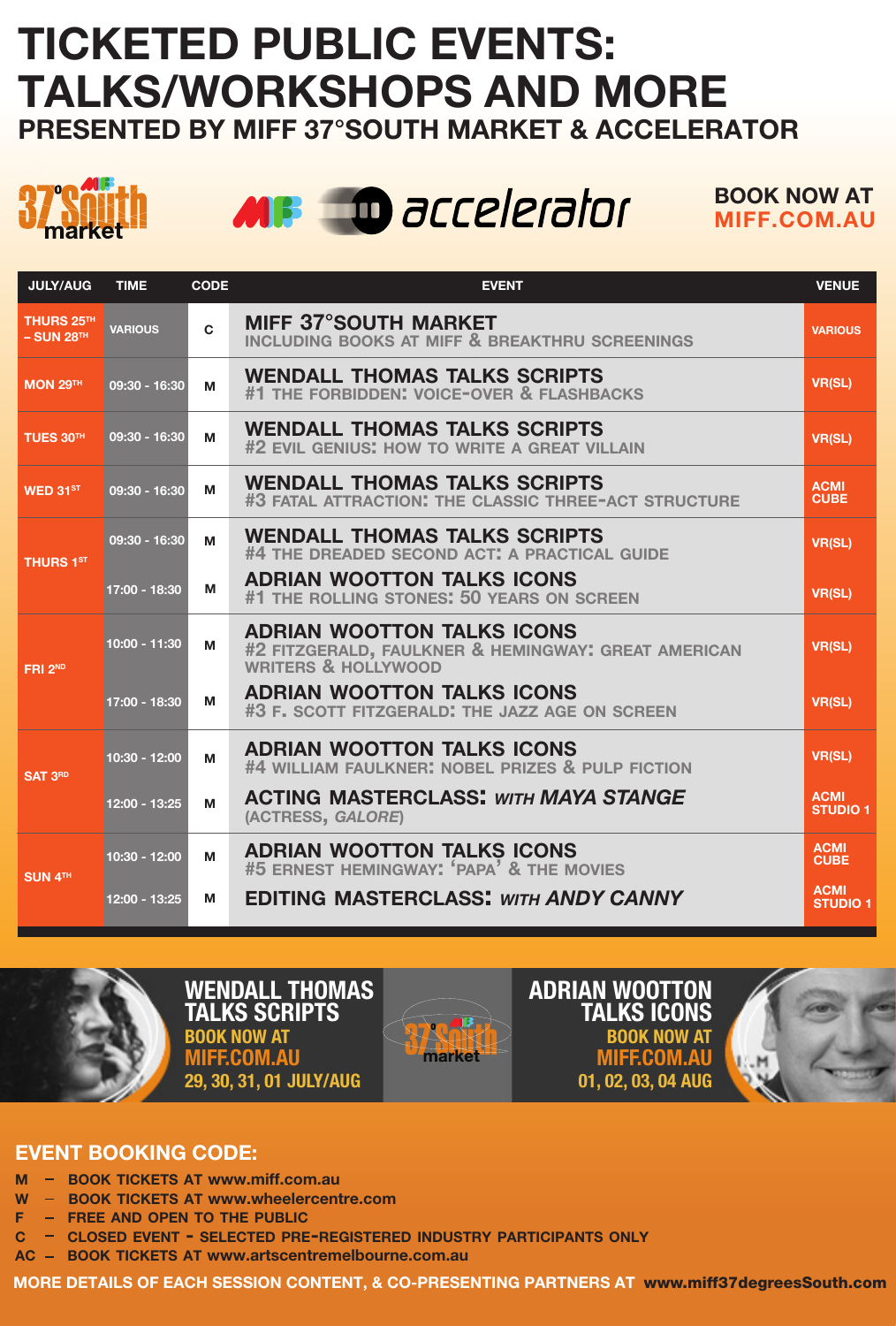# TICKETED PUBLIC EVENTS: TALKS/WORKSHOPS AND MORE

## PRESENTED BY MIFF 37°SOUTH MARKET & ACCELERATOR

37°South market | MIFF accelerator

**BOOK NOW AT MIFF.COM.AU**

| JULY/AUG | TIME | CODE | EVENT | VENUE |
|---|---|---|---|---|
| THURS 25TH – SUN 28TH | VARIOUS | C | **MIFF 37°SOUTH MARKET** INCLUDING BOOKS AT MIFF & BREAKTHRU SCREENINGS | VARIOUS |
| MON 29TH | 09:30 - 16:30 | M | **WENDALL THOMAS TALKS SCRIPTS** #1 THE FORBIDDEN: VOICE-OVER & FLASHBACKS | VR(SL) |
| TUES 30TH | 09:30 - 16:30 | M | **WENDALL THOMAS TALKS SCRIPTS** #2 EVIL GENIUS: HOW TO WRITE A GREAT VILLAIN | VR(SL) |
| WED 31ST | 09:30 - 16:30 | M | **WENDALL THOMAS TALKS SCRIPTS** #3 FATAL ATTRACTION: THE CLASSIC THREE-ACT STRUCTURE | ACMI CUBE |
| THURS 1ST | 09:30 - 16:30 | M | **WENDALL THOMAS TALKS SCRIPTS** #4 THE DREADED SECOND ACT: A PRACTICAL GUIDE | VR(SL) |
| | 17:00 - 18:30 | M | **ADRIAN WOOTTON TALKS ICONS** #1 THE ROLLING STONES: 50 YEARS ON SCREEN | VR(SL) |
| FRI 2ND | 10:00 - 11:30 | M | **ADRIAN WOOTTON TALKS ICONS** #2 FITZGERALD, FAULKNER & HEMINGWAY: GREAT AMERICAN WRITERS & HOLLYWOOD | VR(SL) |
| | 17:00 - 18:30 | M | **ADRIAN WOOTTON TALKS ICONS** #3 F. SCOTT FITZGERALD: THE JAZZ AGE ON SCREEN | VR(SL) |
| SAT 3RD | 10:30 - 12:00 | M | **ADRIAN WOOTTON TALKS ICONS** #4 WILLIAM FAULKNER: NOBEL PRIZES & PULP FICTION | VR(SL) |
| | 12:00 - 13:25 | M | **ACTING MASTERCLASS:** *WITH MAYA STANGE* (ACTRESS, *GALORE*) | ACMI STUDIO 1 |
| SUN 4TH | 10:30 - 12:00 | M | **ADRIAN WOOTTON TALKS ICONS** #5 ERNEST HEMINGWAY: 'PAPA' & THE MOVIES | ACMI CUBE |
| | 12:00 - 13:25 | M | **EDITING MASTERCLASS:** *WITH ANDY CANNY* | ACMI STUDIO 1 |

**WENDALL THOMAS TALKS SCRIPTS**
BOOK NOW AT MIFF.COM.AU
29, 30, 31, 01 JULY/AUG

**ADRIAN WOOTTON TALKS ICONS**
BOOK NOW AT MIFF.COM.AU
01, 02, 03, 04 AUG

## EVENT BOOKING CODE:

- **M** – BOOK TICKETS AT www.miff.com.au
- **W** – BOOK TICKETS AT www.wheelercentre.com
- **F** – FREE AND OPEN TO THE PUBLIC
- **C** – CLOSED EVENT - SELECTED PRE-REGISTERED INDUSTRY PARTICIPANTS ONLY
- **AC** – BOOK TICKETS AT www.artscentremelbourne.com.au

**MORE DETAILS OF EACH SESSION CONTENT, & CO-PRESENTING PARTNERS AT www.miff37degreesSouth.com**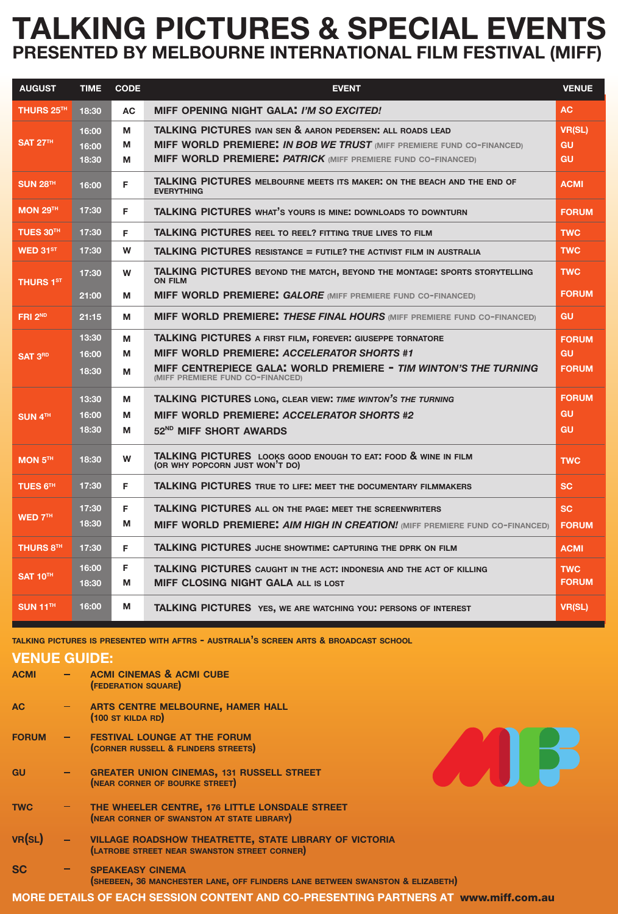# TALKING PICTURES & SPECIAL EVENTS

## PRESENTED BY MELBOURNE INTERNATIONAL FILM FESTIVAL (MIFF)

| AUGUST | TIME | CODE | EVENT | VENUE |
|---|---|---|---|---|
| THURS 25TH | 18:30 | AC | MIFF OPENING NIGHT GALA: *I'M SO EXCITED!* | AC |
| SAT 27TH | 16:00 | M | TALKING PICTURES IVAN SEN & AARON PEDERSEN: ALL ROADS LEAD | VR(SL) |
| | 16:00 | M | MIFF WORLD PREMIERE: *IN BOB WE TRUST* (MIFF PREMIERE FUND CO-FINANCED) | GU |
| | 18:30 | M | MIFF WORLD PREMIERE: *PATRICK* (MIFF PREMIERE FUND CO-FINANCED) | GU |
| SUN 28TH | 16:00 | F | TALKING PICTURES MELBOURNE MEETS ITS MAKER: ON THE BEACH AND THE END OF EVERYTHING | ACMI |
| MON 29TH | 17:30 | F | TALKING PICTURES WHAT'S YOURS IS MINE: DOWNLOADS TO DOWNTURN | FORUM |
| TUES 30TH | 17:30 | F | TALKING PICTURES REEL TO REEL? FITTING TRUE LIVES TO FILM | TWC |
| WED 31ST | 17:30 | W | TALKING PICTURES RESISTANCE = FUTILE? THE ACTIVIST FILM IN AUSTRALIA | TWC |
| THURS 1ST | 17:30 | W | TALKING PICTURES BEYOND THE MATCH, BEYOND THE MONTAGE: SPORTS STORYTELLING ON FILM | TWC |
| | 21:00 | M | MIFF WORLD PREMIERE: *GALORE* (MIFF PREMIERE FUND CO-FINANCED) | FORUM |
| FRI 2ND | 21:15 | M | MIFF WORLD PREMIERE: *THESE FINAL HOURS* (MIFF PREMIERE FUND CO-FINANCED) | GU |
| SAT 3RD | 13:30 | M | TALKING PICTURES A FIRST FILM, FOREVER: GIUSEPPE TORNATORE | FORUM |
| | 16:00 | M | MIFF WORLD PREMIERE: *ACCELERATOR SHORTS #1* | GU |
| | 18:30 | M | MIFF CENTREPIECE GALA: WORLD PREMIERE - *TIM WINTON'S THE TURNING* (MIFF PREMIERE FUND CO-FINANCED) | FORUM |
| SUN 4TH | 13:30 | M | TALKING PICTURES LONG, CLEAR VIEW: *TIME WINTON'S THE TURNING* | FORUM |
| | 16:00 | M | MIFF WORLD PREMIERE: *ACCELERATOR SHORTS #2* | GU |
| | 18:30 | M | 52ND MIFF SHORT AWARDS | GU |
| MON 5TH | 18:30 | W | TALKING PICTURES LOOKS GOOD ENOUGH TO EAT: FOOD & WINE IN FILM (OR WHY POPCORN JUST WON'T DO) | TWC |
| TUES 6TH | 17:30 | F | TALKING PICTURES TRUE TO LIFE: MEET THE DOCUMENTARY FILMMAKERS | SC |
| WED 7TH | 17:30 | F | TALKING PICTURES ALL ON THE PAGE: MEET THE SCREENWRITERS | SC |
| | 18:30 | M | MIFF WORLD PREMIERE: *AIM HIGH IN CREATION!* (MIFF PREMIERE FUND CO-FINANCED) | FORUM |
| THURS 8TH | 17:30 | F | TALKING PICTURES JUCHE SHOWTIME: CAPTURING THE DPRK ON FILM | ACMI |
| SAT 10TH | 16:00 | F | TALKING PICTURES CAUGHT IN THE ACT: INDONESIA AND THE ACT OF KILLING | TWC |
| | 18:30 | M | MIFF CLOSING NIGHT GALA ALL IS LOST | FORUM |
| SUN 11TH | 16:00 | M | TALKING PICTURES YES, WE ARE WATCHING YOU: PERSONS OF INTEREST | VR(SL) |

TALKING PICTURES IS PRESENTED WITH AFTRS - AUSTRALIA'S SCREEN ARTS & BROADCAST SCHOOL

## VENUE GUIDE:

- **ACMI** – ACMI CINEMAS & ACMI CUBE (FEDERATION SQUARE)
- **AC** – ARTS CENTRE MELBOURNE, HAMER HALL (100 ST KILDA RD)
- **FORUM** – FESTIVAL LOUNGE AT THE FORUM (CORNER RUSSELL & FLINDERS STREETS)
- **GU** – GREATER UNION CINEMAS, 131 RUSSELL STREET (NEAR CORNER OF BOURKE STREET)
- **TWC** – THE WHEELER CENTRE, 176 LITTLE LONSDALE STREET (NEAR CORNER OF SWANSTON AT STATE LIBRARY)
- **VR(SL)** – VILLAGE ROADSHOW THEATRETTE, STATE LIBRARY OF VICTORIA (LATROBE STREET NEAR SWANSTON STREET CORNER)
- **SC** – SPEAKEASY CINEMA (SHEBEEN, 36 MANCHESTER LANE, OFF FLINDERS LANE BETWEEN SWANSTON & ELIZABETH)

MORE DETAILS OF EACH SESSION CONTENT AND CO-PRESENTING PARTNERS AT www.miff.com.au